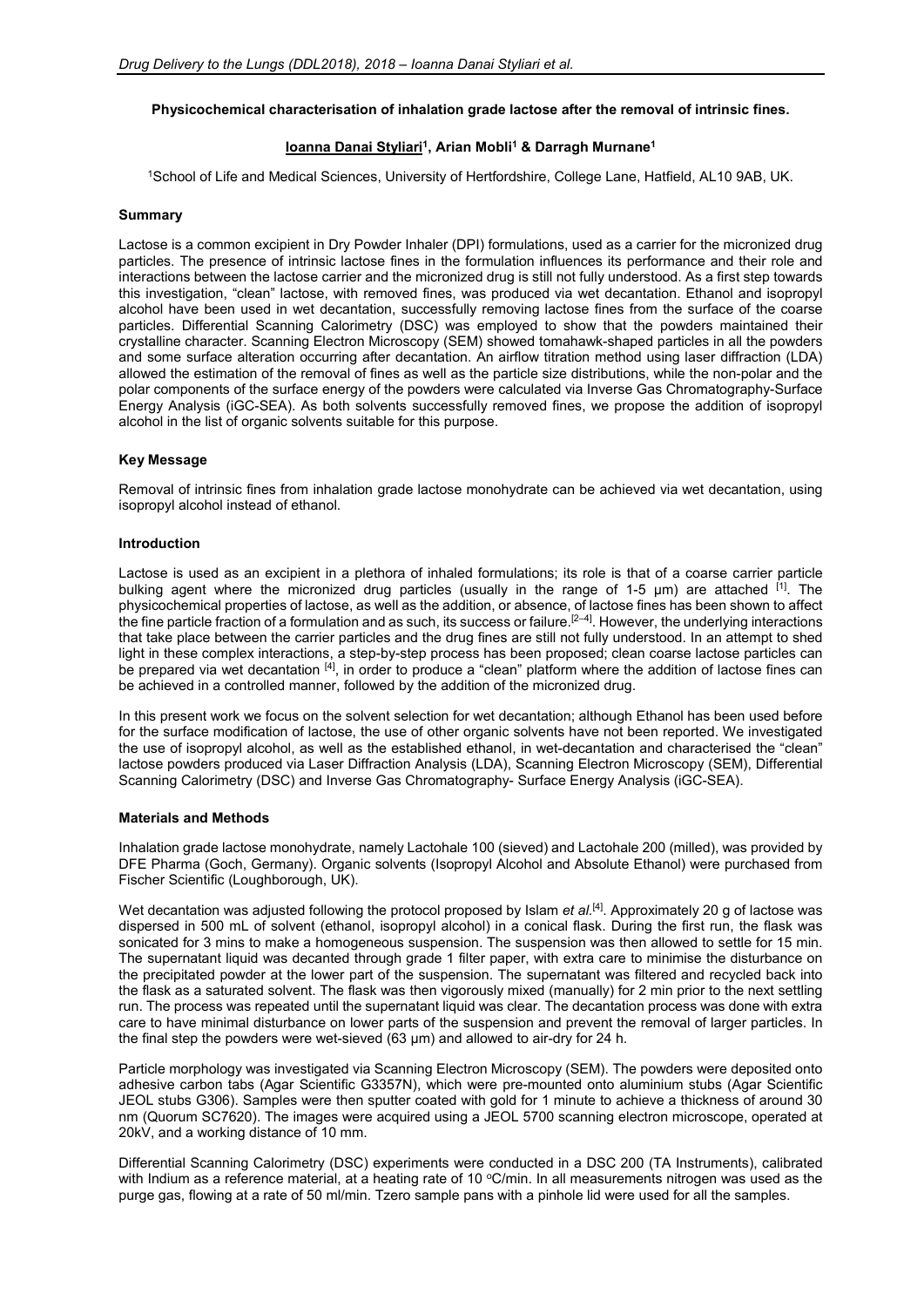**Physicochemical characterisation of inhalation grade lactose after the removal of intrinsic fines.**

**Ioanna Danai Styliari[1], Arian Mobli[1] & Darragh Murnane[1]**

[1]School of Life and Medical Sciences, University of Hertfordshire, College Lane, Hatfield, AL10 9AB, UK.

## Summary

Lactose is a common excipient in Dry Powder Inhaler (DPI) formulations, used as a carrier for the micronized drug particles. The presence of intrinsic lactose fines in the formulation influences its performance and their role and interactions between the lactose carrier and the micronized drug is still not fully understood. As a first step towards this investigation, "clean" lactose, with removed fines, was produced via wet decantation. Ethanol and isopropyl alcohol have been used in wet decantation, successfully removing lactose fines from the surface of the coarse particles. Differential Scanning Calorimetry (DSC) was employed to show that the powders maintained their crystalline character. Scanning Electron Microscopy (SEM) showed tomahawk-shaped particles in all the powders and some surface alteration occurring after decantation. An airflow titration method using laser diffraction (LDA) allowed the estimation of the removal of fines as well as the particle size distributions, while the non-polar and the polar components of the surface energy of the powders were calculated via Inverse Gas Chromatography-Surface Energy Analysis (iGC-SEA). As both solvents successfully removed fines, we propose the addition of isopropyl alcohol in the list of organic solvents suitable for this purpose.

## Key Message

Removal of intrinsic fines from inhalation grade lactose monohydrate can be achieved via wet decantation, using isopropyl alcohol instead of ethanol.

## Introduction

Lactose is used as an excipient in a plethora of inhaled formulations; its role is that of a coarse carrier particle bulking agent where the micronized drug particles (usually in the range of 1-5 μm) are attached [1]. The physicochemical properties of lactose, as well as the addition, or absence, of lactose fines has been shown to affect the fine particle fraction of a formulation and as such, its success or failure.[2–4]. However, the underlying interactions that take place between the carrier particles and the drug fines are still not fully understood. In an attempt to shed light in these complex interactions, a step-by-step process has been proposed; clean coarse lactose particles can be prepared via wet decantation [4], in order to produce a "clean" platform where the addition of lactose fines can be achieved in a controlled manner, followed by the addition of the micronized drug.

In this present work we focus on the solvent selection for wet decantation; although Ethanol has been used before for the surface modification of lactose, the use of other organic solvents have not been reported. We investigated the use of isopropyl alcohol, as well as the established ethanol, in wet-decantation and characterised the "clean" lactose powders produced via Laser Diffraction Analysis (LDA), Scanning Electron Microscopy (SEM), Differential Scanning Calorimetry (DSC) and Inverse Gas Chromatography- Surface Energy Analysis (iGC-SEA).

## Materials and Methods

Inhalation grade lactose monohydrate, namely Lactohale 100 (sieved) and Lactohale 200 (milled), was provided by DFE Pharma (Goch, Germany). Organic solvents (Isopropyl Alcohol and Absolute Ethanol) were purchased from Fischer Scientific (Loughborough, UK).

Wet decantation was adjusted following the protocol proposed by Islam *et al.*[4]. Approximately 20 g of lactose was dispersed in 500 mL of solvent (ethanol, isopropyl alcohol) in a conical flask. During the first run, the flask was sonicated for 3 mins to make a homogeneous suspension. The suspension was then allowed to settle for 15 min. The supernatant liquid was decanted through grade 1 filter paper, with extra care to minimise the disturbance on the precipitated powder at the lower part of the suspension. The supernatant was filtered and recycled back into the flask as a saturated solvent. The flask was then vigorously mixed (manually) for 2 min prior to the next settling run. The process was repeated until the supernatant liquid was clear. The decantation process was done with extra care to have minimal disturbance on lower parts of the suspension and prevent the removal of larger particles. In the final step the powders were wet-sieved (63 μm) and allowed to air-dry for 24 h.

Particle morphology was investigated via Scanning Electron Microscopy (SEM). The powders were deposited onto adhesive carbon tabs (Agar Scientific G3357N), which were pre-mounted onto aluminium stubs (Agar Scientific JEOL stubs G306). Samples were then sputter coated with gold for 1 minute to achieve a thickness of around 30 nm (Quorum SC7620). The images were acquired using a JEOL 5700 scanning electron microscope, operated at 20kV, and a working distance of 10 mm.

Differential Scanning Calorimetry (DSC) experiments were conducted in a DSC 200 (TA Instruments), calibrated with Indium as a reference material, at a heating rate of 10 °C/min. In all measurements nitrogen was used as the purge gas, flowing at a rate of 50 ml/min. Tzero sample pans with a pinhole lid were used for all the samples.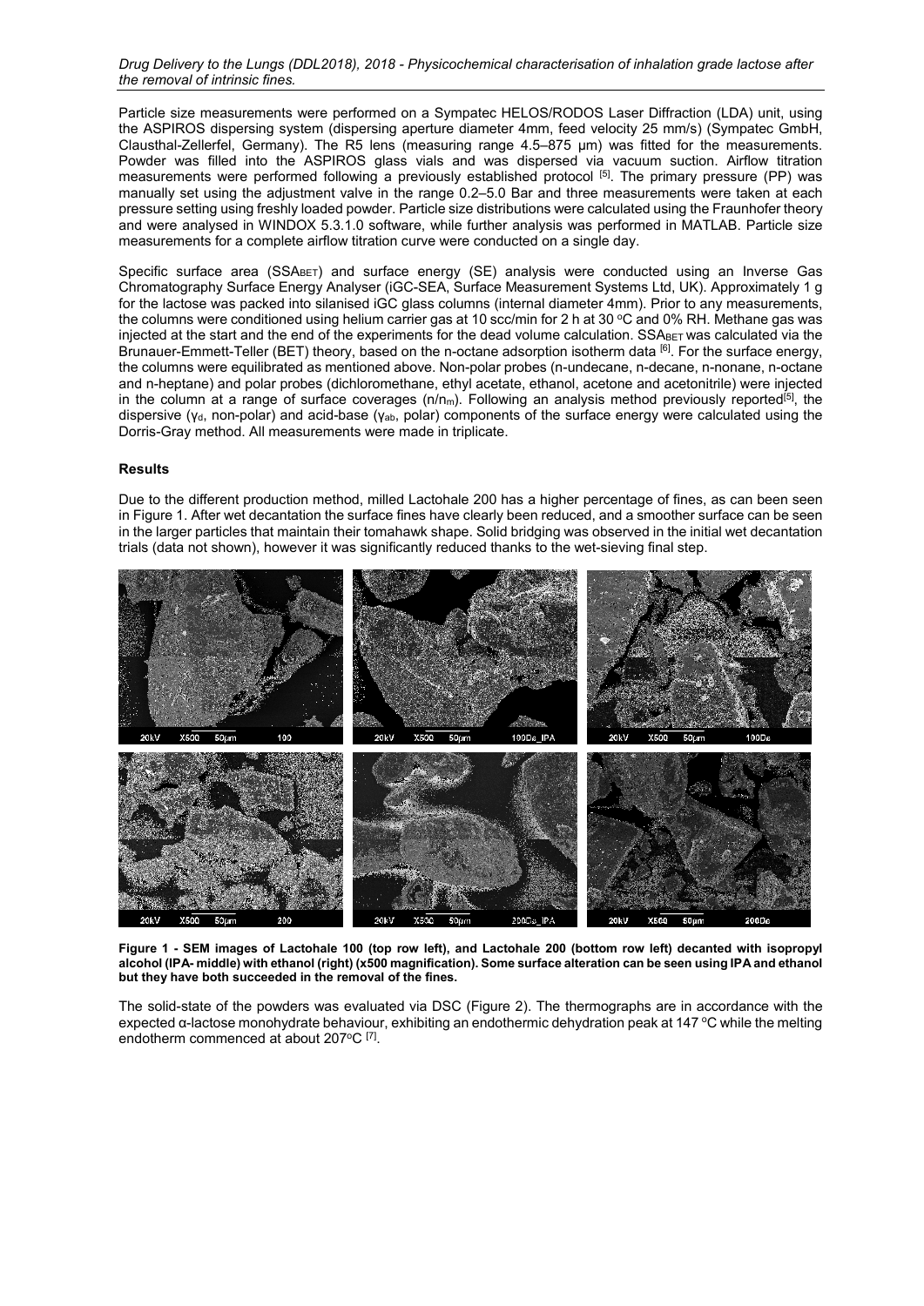Particle size measurements were performed on a Sympatec HELOS/RODOS Laser Diffraction (LDA) unit, using the ASPIROS dispersing system (dispersing aperture diameter 4mm, feed velocity 25 mm/s) (Sympatec GmbH, Clausthal-Zellerfel, Germany). The R5 lens (measuring range 4.5–875 μm) was fitted for the measurements. Powder was filled into the ASPIROS glass vials and was dispersed via vacuum suction. Airflow titration measurements were performed following a previously established protocol [5]. The primary pressure (PP) was manually set using the adjustment valve in the range 0.2–5.0 Bar and three measurements were taken at each pressure setting using freshly loaded powder. Particle size distributions were calculated using the Fraunhofer theory and were analysed in WINDOX 5.3.1.0 software, while further analysis was performed in MATLAB. Particle size measurements for a complete airflow titration curve were conducted on a single day.

Specific surface area ($SSA_{BET}$) and surface energy (SE) analysis were conducted using an Inverse Gas Chromatography Surface Energy Analyser (iGC-SEA, Surface Measurement Systems Ltd, UK). Approximately 1 g for the lactose was packed into silanised iGC glass columns (internal diameter 4mm). Prior to any measurements, the columns were conditioned using helium carrier gas at 10 scc/min for 2 h at 30 °C and 0% RH. Methane gas was injected at the start and the end of the experiments for the dead volume calculation. $SSA_{BET}$ was calculated via the Brunauer-Emmett-Teller (BET) theory, based on the n-octane adsorption isotherm data [6]. For the surface energy, the columns were equilibrated as mentioned above. Non-polar probes (n-undecane, n-decane, n-nonane, n-octane and n-heptane) and polar probes (dichloromethane, ethyl acetate, ethanol, acetone and acetonitrile) were injected in the column at a range of surface coverages ($n/n_m$). Following an analysis method previously reported[5], the dispersive ($\gamma_d$, non-polar) and acid-base ($\gamma_{ab}$, polar) components of the surface energy were calculated using the Dorris-Gray method. All measurements were made in triplicate.

### Results

Due to the different production method, milled Lactohale 200 has a higher percentage of fines, as can been seen in Figure 1. After wet decantation the surface fines have clearly been reduced, and a smoother surface can be seen in the larger particles that maintain their tomahawk shape. Solid bridging was observed in the initial wet decantation trials (data not shown), however it was significantly reduced thanks to the wet-sieving final step.

**Figure 1 - SEM images of Lactohale 100 (top row left), and Lactohale 200 (bottom row left) decanted with isopropyl alcohol (IPA- middle) with ethanol (right) (x500 magnification). Some surface alteration can be seen using IPA and ethanol but they have both succeeded in the removal of the fines.**

The solid-state of the powders was evaluated via DSC (Figure 2). The thermographs are in accordance with the expected α-lactose monohydrate behaviour, exhibiting an endothermic dehydration peak at 147 °C while the melting endotherm commenced at about 207°C [7].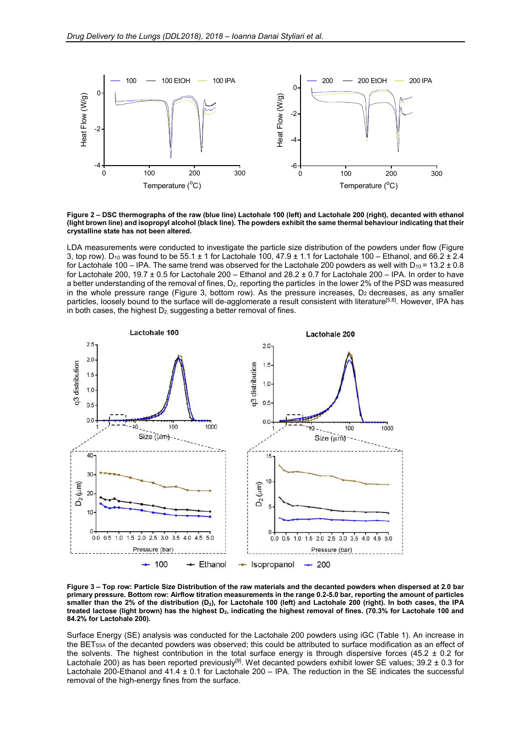**Figure 2 – DSC thermographs of the raw (blue line) Lactohale 100 (left) and Lactohale 200 (right), decanted with ethanol (light brown line) and isopropyl alcohol (black line). The powders exhibit the same thermal behaviour indicating that their crystalline state has not been altered.**

LDA measurements were conducted to investigate the particle size distribution of the powders under flow (Figure 3, top row). $D_{10}$ was found to be 55.1 ± 1 for Lactohale 100, 47.9 ± 1.1 for Lactohale 100 – Ethanol, and 66.2 ± 2.4 for Lactohale 100 – IPA. The same trend was observed for the Lactohale 200 powders as well with $D_{10}$ = 13.2 ± 0.8 for Lactohale 200, 19.7 ± 0.5 for Lactohale 200 – Ethanol and 28.2 ± 0.7 for Lactohale 200 – IPA. In order to have a better understanding of the removal of fines, $D_2$, reporting the particles in the lower 2% of the PSD was measured in the whole pressure range (Figure 3, bottom row). As the pressure increases, $D_2$ decreases, as any smaller particles, loosely bound to the surface will de-agglomerate a result consistent with literature[5,8]. However, IPA has in both cases, the highest $D_2$, suggesting a better removal of fines.

**Figure 3 – Top row: Particle Size Distribution of the raw materials and the decanted powders when dispersed at 2.0 bar primary pressure. Bottom row: Airflow titration measurements in the range 0.2-5.0 bar, reporting the amount of particles smaller than the 2% of the distribution ($D_2$), for Lactohale 100 (left) and Lactohale 200 (right). In both cases, the IPA treated lactose (light brown) has the highest $D_2$, indicating the highest removal of fines. (70.3% for Lactohale 100 and 84.2% for Lactohale 200).**

Surface Energy (SE) analysis was conducted for the Lactohale 200 powders using iGC (Table 1). An increase in the $BET_{SSA}$ of the decanted powders was observed; this could be attributed to surface modification as an effect of the solvents. The highest contribution in the total surface energy is through dispersive forces (45.2 ± 0.2 for Lactohale 200) as has been reported previously[9]. Wet decanted powders exhibit lower SE values; 39.2 ± 0.3 for Lactohale 200-Ethanol and 41.4 ± 0.1 for Lactohale 200 – IPA. The reduction in the SE indicates the successful removal of the high-energy fines from the surface.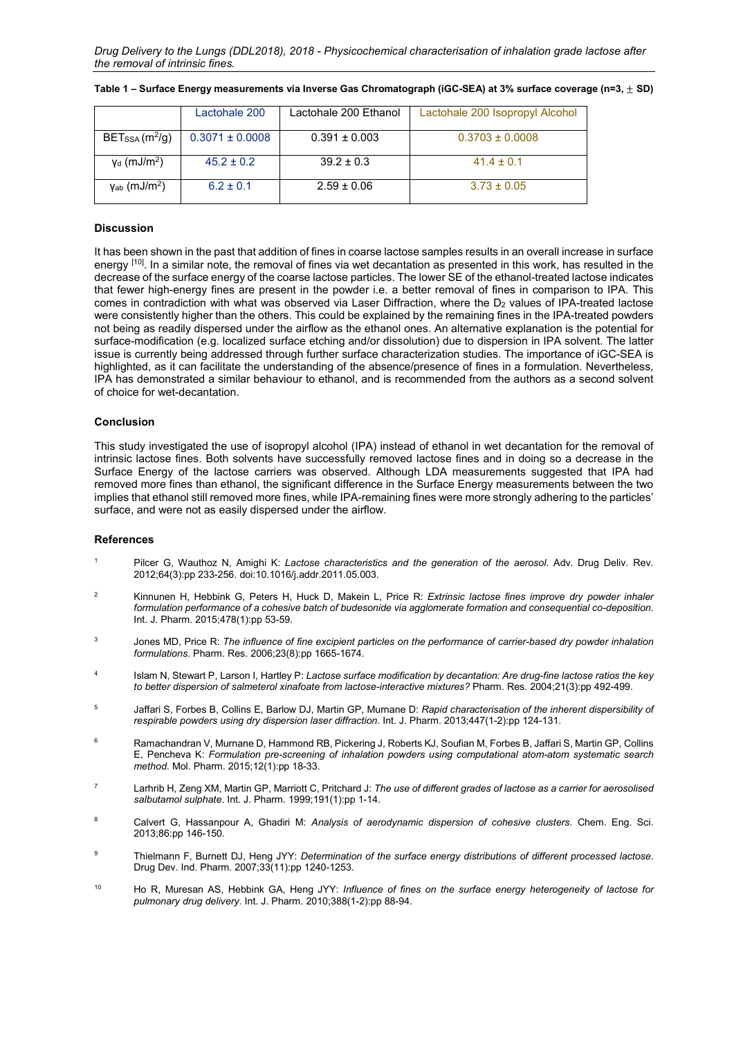**Table 1 – Surface Energy measurements via Inverse Gas Chromatograph (iGC-SEA) at 3% surface coverage (n=3, ± SD)**

| | Lactohale 200 | Lactohale 200 Ethanol | Lactohale 200 Isopropyl Alcohol |
|---|---|---|---|
| $BET_{SSA}$ ($m^2/g$) | 0.3071 ± 0.0008 | 0.391 ± 0.003 | 0.3703 ± 0.0008 |
| $\gamma_d$ ($mJ/m^2$) | 45.2 ± 0.2 | 39.2 ± 0.3 | 41.4 ± 0.1 |
| $\gamma_{ab}$ ($mJ/m^2$) | 6.2 ± 0.1 | 2.59 ± 0.06 | 3.73 ± 0.05 |

### Discussion

It has been shown in the past that addition of fines in coarse lactose samples results in an overall increase in surface energy [10]. In a similar note, the removal of fines via wet decantation as presented in this work, has resulted in the decrease of the surface energy of the coarse lactose particles. The lower SE of the ethanol-treated lactose indicates that fewer high-energy fines are present in the powder i.e. a better removal of fines in comparison to IPA. This comes in contradiction with what was observed via Laser Diffraction, where the $D_2$ values of IPA-treated lactose were consistently higher than the others. This could be explained by the remaining fines in the IPA-treated powders not being as readily dispersed under the airflow as the ethanol ones. An alternative explanation is the potential for surface-modification (e.g. localized surface etching and/or dissolution) due to dispersion in IPA solvent. The latter issue is currently being addressed through further surface characterization studies. The importance of iGC-SEA is highlighted, as it can facilitate the understanding of the absence/presence of fines in a formulation. Nevertheless, IPA has demonstrated a similar behaviour to ethanol, and is recommended from the authors as a second solvent of choice for wet-decantation.

### Conclusion

This study investigated the use of isopropyl alcohol (IPA) instead of ethanol in wet decantation for the removal of intrinsic lactose fines. Both solvents have successfully removed lactose fines and in doing so a decrease in the Surface Energy of the lactose carriers was observed. Although LDA measurements suggested that IPA had removed more fines than ethanol, the significant difference in the Surface Energy measurements between the two implies that ethanol still removed more fines, while IPA-remaining fines were more strongly adhering to the particles' surface, and were not as easily dispersed under the airflow.

### References

1. Pilcer G, Wauthoz N, Amighi K: *Lactose characteristics and the generation of the aerosol.* Adv. Drug Deliv. Rev. 2012;64(3):pp 233-256. doi:10.1016/j.addr.2011.05.003.
2. Kinnunen H, Hebbink G, Peters H, Huck D, Makein L, Price R: *Extrinsic lactose fines improve dry powder inhaler formulation performance of a cohesive batch of budesonide via agglomerate formation and consequential co-deposition.* Int. J. Pharm. 2015;478(1):pp 53-59.
3. Jones MD, Price R: *The influence of fine excipient particles on the performance of carrier-based dry powder inhalation formulations.* Pharm. Res. 2006;23(8):pp 1665-1674.
4. Islam N, Stewart P, Larson I, Hartley P: *Lactose surface modification by decantation: Are drug-fine lactose ratios the key to better dispersion of salmeterol xinafoate from lactose-interactive mixtures?* Pharm. Res. 2004;21(3):pp 492-499.
5. Jaffari S, Forbes B, Collins E, Barlow DJ, Martin GP, Murnane D: *Rapid characterisation of the inherent dispersibility of respirable powders using dry dispersion laser diffraction.* Int. J. Pharm. 2013;447(1-2):pp 124-131.
6. Ramachandran V, Murnane D, Hammond RB, Pickering J, Roberts KJ, Soufian M, Forbes B, Jaffari S, Martin GP, Collins E, Pencheva K: *Formulation pre-screening of inhalation powders using computational atom-atom systematic search method.* Mol. Pharm. 2015;12(1):pp 18-33.
7. Larhrib H, Zeng XM, Martin GP, Marriott C, Pritchard J: *The use of different grades of lactose as a carrier for aerosolised salbutamol sulphate.* Int. J. Pharm. 1999;191(1):pp 1-14.
8. Calvert G, Hassanpour A, Ghadiri M: *Analysis of aerodynamic dispersion of cohesive clusters.* Chem. Eng. Sci. 2013;86:pp 146-150.
9. Thielmann F, Burnett DJ, Heng JYY: *Determination of the surface energy distributions of different processed lactose.* Drug Dev. Ind. Pharm. 2007;33(11):pp 1240-1253.
10. Ho R, Muresan AS, Hebbink GA, Heng JYY: *Influence of fines on the surface energy heterogeneity of lactose for pulmonary drug delivery.* Int. J. Pharm. 2010;388(1-2):pp 88-94.